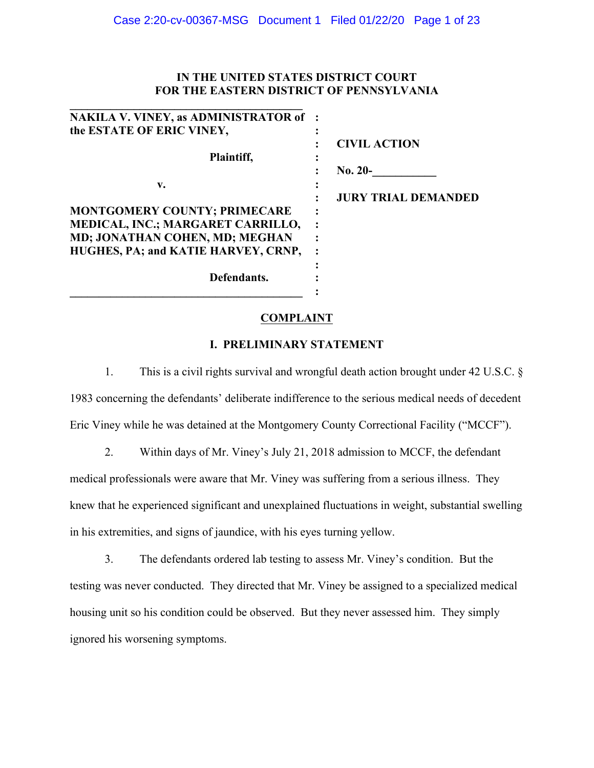**IN THE UNITED STATES DISTRICT COURT**
**FOR THE EASTERN DISTRICT OF PENNSYLVANIA**

| | |
|---|---|
| **NAKILA V. VINEY, as ADMINISTRATOR of the ESTATE OF ERIC VINEY,** | **CIVIL ACTION** |
| **Plaintiff,** | **No. 20-\_\_\_\_\_\_\_\_\_\_\_** |
| **v.** | **JURY TRIAL DEMANDED** |
| **MONTGOMERY COUNTY; PRIMECARE MEDICAL, INC.; MARGARET CARRILLO, MD; JONATHAN COHEN, MD; MEGHAN HUGHES, PA; and KATIE HARVEY, CRNP,** | |
| **Defendants.** | |

## COMPLAINT

### I. PRELIMINARY STATEMENT

1. This is a civil rights survival and wrongful death action brought under 42 U.S.C. § 1983 concerning the defendants' deliberate indifference to the serious medical needs of decedent Eric Viney while he was detained at the Montgomery County Correctional Facility ("MCCF").

2. Within days of Mr. Viney's July 21, 2018 admission to MCCF, the defendant medical professionals were aware that Mr. Viney was suffering from a serious illness. They knew that he experienced significant and unexplained fluctuations in weight, substantial swelling in his extremities, and signs of jaundice, with his eyes turning yellow.

3. The defendants ordered lab testing to assess Mr. Viney's condition. But the testing was never conducted. They directed that Mr. Viney be assigned to a specialized medical housing unit so his condition could be observed. But they never assessed him. They simply ignored his worsening symptoms.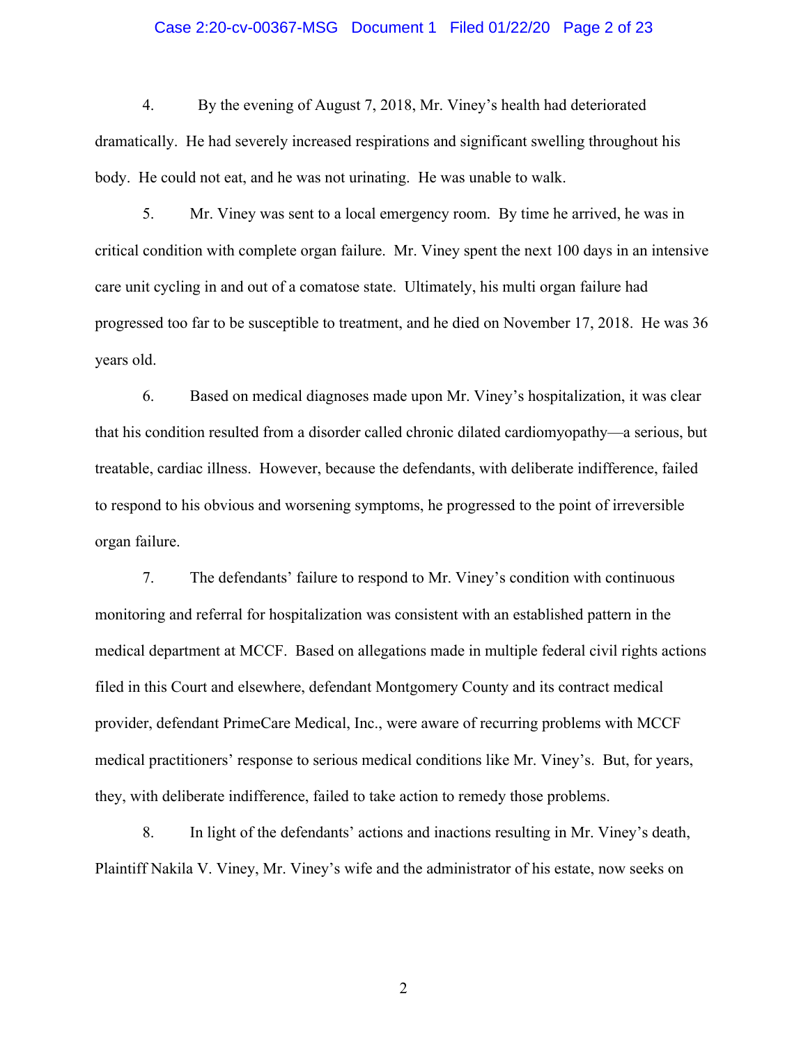4. By the evening of August 7, 2018, Mr. Viney's health had deteriorated dramatically. He had severely increased respirations and significant swelling throughout his body. He could not eat, and he was not urinating. He was unable to walk.

5. Mr. Viney was sent to a local emergency room. By time he arrived, he was in critical condition with complete organ failure. Mr. Viney spent the next 100 days in an intensive care unit cycling in and out of a comatose state. Ultimately, his multi organ failure had progressed too far to be susceptible to treatment, and he died on November 17, 2018. He was 36 years old.

6. Based on medical diagnoses made upon Mr. Viney's hospitalization, it was clear that his condition resulted from a disorder called chronic dilated cardiomyopathy—a serious, but treatable, cardiac illness. However, because the defendants, with deliberate indifference, failed to respond to his obvious and worsening symptoms, he progressed to the point of irreversible organ failure.

7. The defendants' failure to respond to Mr. Viney's condition with continuous monitoring and referral for hospitalization was consistent with an established pattern in the medical department at MCCF. Based on allegations made in multiple federal civil rights actions filed in this Court and elsewhere, defendant Montgomery County and its contract medical provider, defendant PrimeCare Medical, Inc., were aware of recurring problems with MCCF medical practitioners' response to serious medical conditions like Mr. Viney's. But, for years, they, with deliberate indifference, failed to take action to remedy those problems.

8. In light of the defendants' actions and inactions resulting in Mr. Viney's death, Plaintiff Nakila V. Viney, Mr. Viney's wife and the administrator of his estate, now seeks on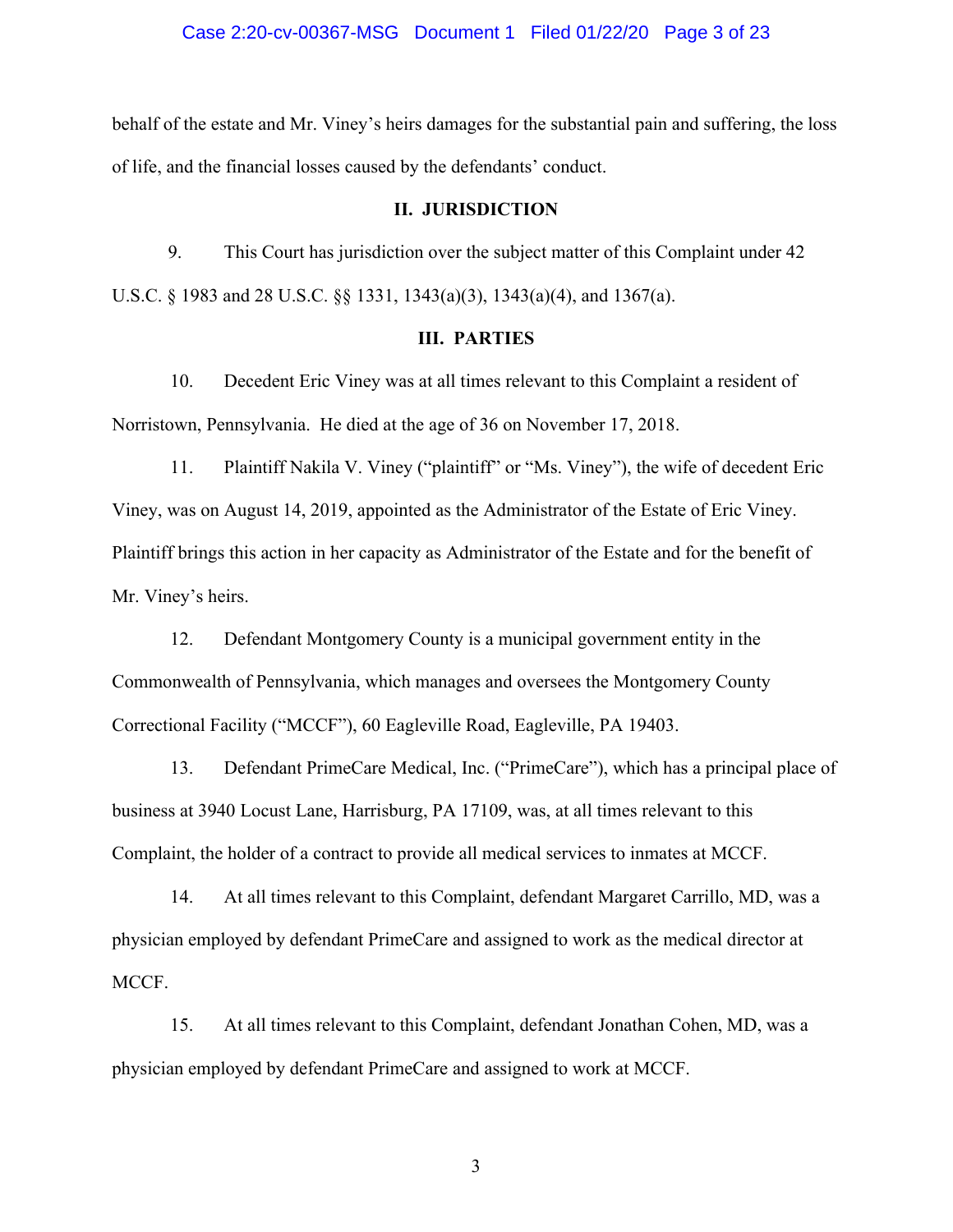behalf of the estate and Mr. Viney's heirs damages for the substantial pain and suffering, the loss of life, and the financial losses caused by the defendants' conduct.

## II. JURISDICTION

9. This Court has jurisdiction over the subject matter of this Complaint under 42 U.S.C. § 1983 and 28 U.S.C. §§ 1331, 1343(a)(3), 1343(a)(4), and 1367(a).

## III. PARTIES

10. Decedent Eric Viney was at all times relevant to this Complaint a resident of Norristown, Pennsylvania. He died at the age of 36 on November 17, 2018.

11. Plaintiff Nakila V. Viney ("plaintiff" or "Ms. Viney"), the wife of decedent Eric Viney, was on August 14, 2019, appointed as the Administrator of the Estate of Eric Viney. Plaintiff brings this action in her capacity as Administrator of the Estate and for the benefit of Mr. Viney's heirs.

12. Defendant Montgomery County is a municipal government entity in the Commonwealth of Pennsylvania, which manages and oversees the Montgomery County Correctional Facility ("MCCF"), 60 Eagleville Road, Eagleville, PA 19403.

13. Defendant PrimeCare Medical, Inc. ("PrimeCare"), which has a principal place of business at 3940 Locust Lane, Harrisburg, PA 17109, was, at all times relevant to this Complaint, the holder of a contract to provide all medical services to inmates at MCCF.

14. At all times relevant to this Complaint, defendant Margaret Carrillo, MD, was a physician employed by defendant PrimeCare and assigned to work as the medical director at MCCF.

15. At all times relevant to this Complaint, defendant Jonathan Cohen, MD, was a physician employed by defendant PrimeCare and assigned to work at MCCF.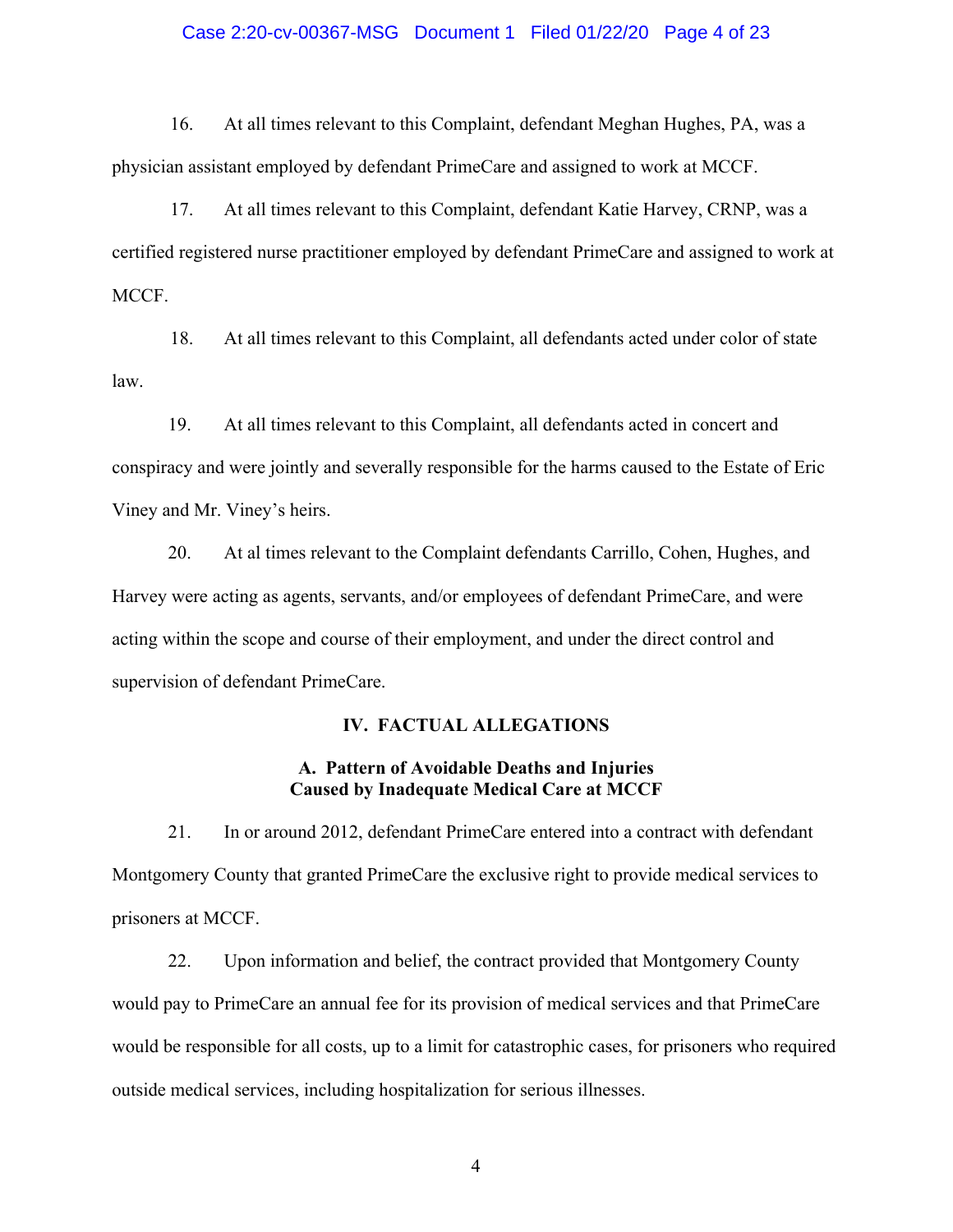16. At all times relevant to this Complaint, defendant Meghan Hughes, PA, was a physician assistant employed by defendant PrimeCare and assigned to work at MCCF.

17. At all times relevant to this Complaint, defendant Katie Harvey, CRNP, was a certified registered nurse practitioner employed by defendant PrimeCare and assigned to work at MCCF.

18. At all times relevant to this Complaint, all defendants acted under color of state law.

19. At all times relevant to this Complaint, all defendants acted in concert and conspiracy and were jointly and severally responsible for the harms caused to the Estate of Eric Viney and Mr. Viney's heirs.

20. At al times relevant to the Complaint defendants Carrillo, Cohen, Hughes, and Harvey were acting as agents, servants, and/or employees of defendant PrimeCare, and were acting within the scope and course of their employment, and under the direct control and supervision of defendant PrimeCare.

## IV. FACTUAL ALLEGATIONS

### A. Pattern of Avoidable Deaths and Injuries Caused by Inadequate Medical Care at MCCF

21. In or around 2012, defendant PrimeCare entered into a contract with defendant Montgomery County that granted PrimeCare the exclusive right to provide medical services to prisoners at MCCF.

22. Upon information and belief, the contract provided that Montgomery County would pay to PrimeCare an annual fee for its provision of medical services and that PrimeCare would be responsible for all costs, up to a limit for catastrophic cases, for prisoners who required outside medical services, including hospitalization for serious illnesses.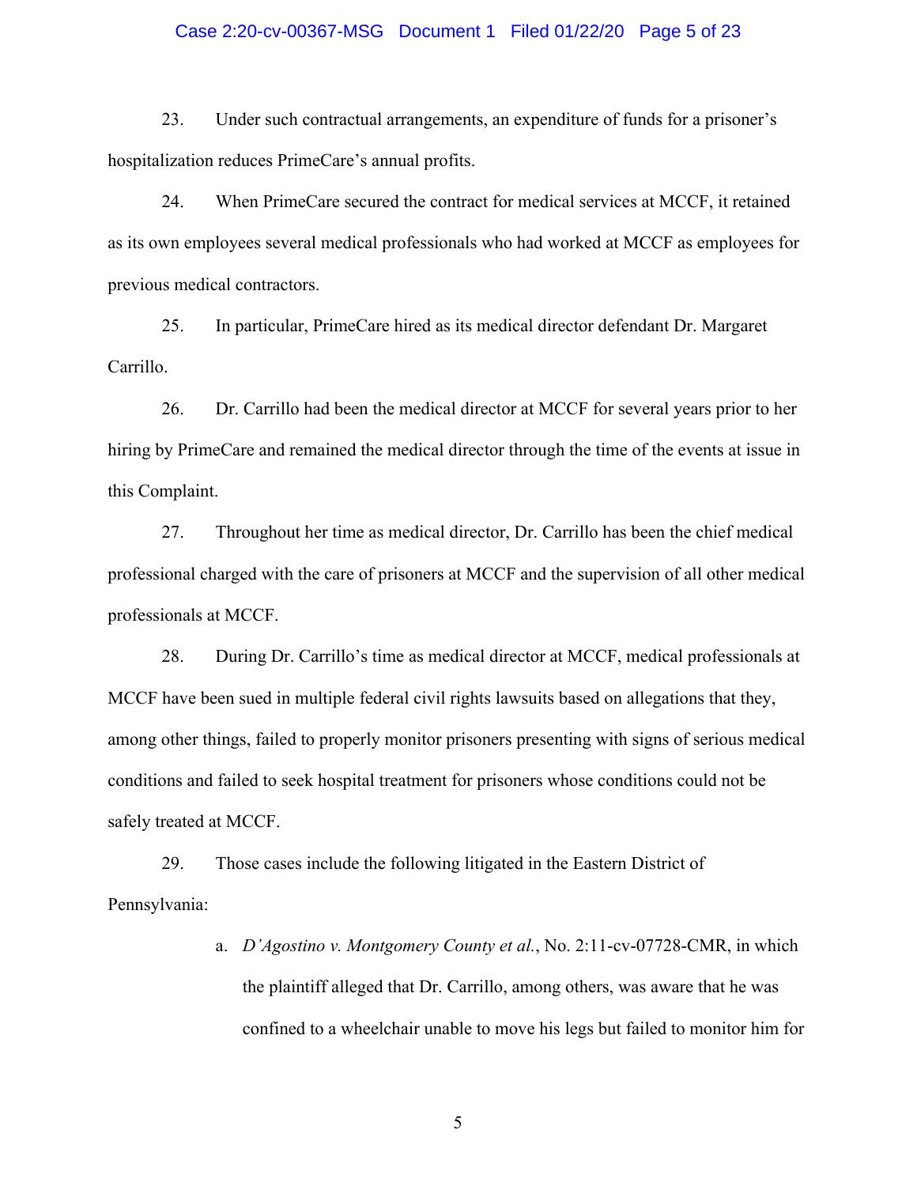23. Under such contractual arrangements, an expenditure of funds for a prisoner's hospitalization reduces PrimeCare's annual profits.

24. When PrimeCare secured the contract for medical services at MCCF, it retained as its own employees several medical professionals who had worked at MCCF as employees for previous medical contractors.

25. In particular, PrimeCare hired as its medical director defendant Dr. Margaret Carrillo.

26. Dr. Carrillo had been the medical director at MCCF for several years prior to her hiring by PrimeCare and remained the medical director through the time of the events at issue in this Complaint.

27. Throughout her time as medical director, Dr. Carrillo has been the chief medical professional charged with the care of prisoners at MCCF and the supervision of all other medical professionals at MCCF.

28. During Dr. Carrillo's time as medical director at MCCF, medical professionals at MCCF have been sued in multiple federal civil rights lawsuits based on allegations that they, among other things, failed to properly monitor prisoners presenting with signs of serious medical conditions and failed to seek hospital treatment for prisoners whose conditions could not be safely treated at MCCF.

29. Those cases include the following litigated in the Eastern District of Pennsylvania:

a. *D'Agostino v. Montgomery County et al.*, No. 2:11-cv-07728-CMR, in which the plaintiff alleged that Dr. Carrillo, among others, was aware that he was confined to a wheelchair unable to move his legs but failed to monitor him for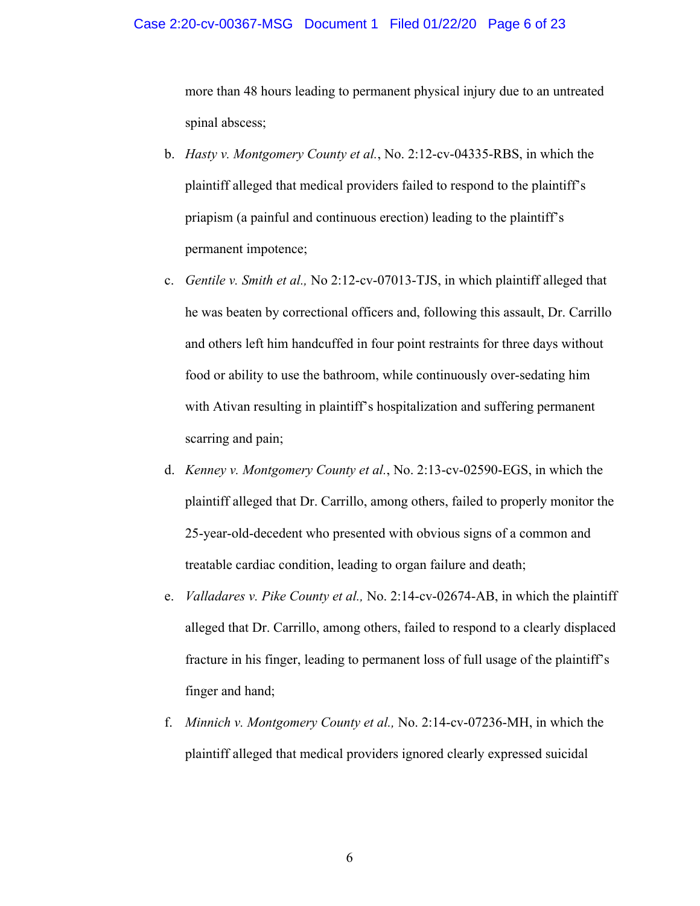more than 48 hours leading to permanent physical injury due to an untreated spinal abscess;

b. *Hasty v. Montgomery County et al.*, No. 2:12-cv-04335-RBS, in which the plaintiff alleged that medical providers failed to respond to the plaintiff's priapism (a painful and continuous erection) leading to the plaintiff's permanent impotence;

c. *Gentile v. Smith et al.,* No 2:12-cv-07013-TJS, in which plaintiff alleged that he was beaten by correctional officers and, following this assault, Dr. Carrillo and others left him handcuffed in four point restraints for three days without food or ability to use the bathroom, while continuously over-sedating him with Ativan resulting in plaintiff's hospitalization and suffering permanent scarring and pain;

d. *Kenney v. Montgomery County et al.*, No. 2:13-cv-02590-EGS, in which the plaintiff alleged that Dr. Carrillo, among others, failed to properly monitor the 25-year-old-decedent who presented with obvious signs of a common and treatable cardiac condition, leading to organ failure and death;

e. *Valladares v. Pike County et al.,* No. 2:14-cv-02674-AB, in which the plaintiff alleged that Dr. Carrillo, among others, failed to respond to a clearly displaced fracture in his finger, leading to permanent loss of full usage of the plaintiff's finger and hand;

f. *Minnich v. Montgomery County et al.,* No. 2:14-cv-07236-MH, in which the plaintiff alleged that medical providers ignored clearly expressed suicidal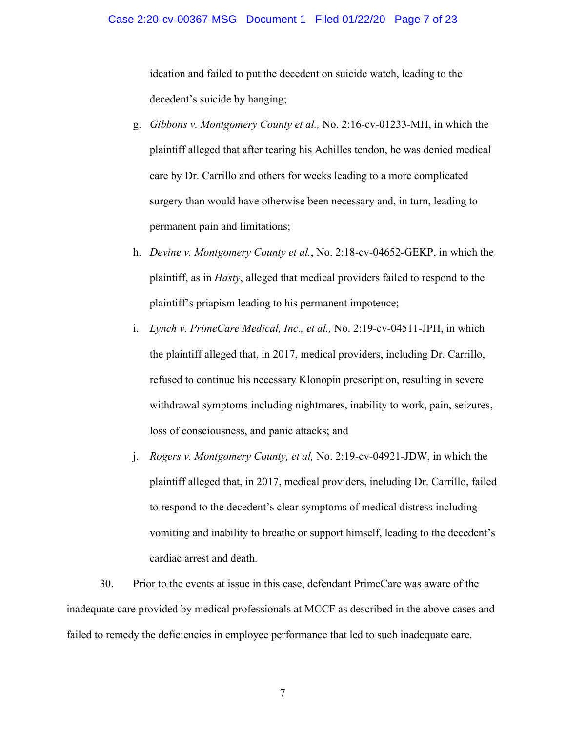ideation and failed to put the decedent on suicide watch, leading to the decedent's suicide by hanging;

g. *Gibbons v. Montgomery County et al.,* No. 2:16-cv-01233-MH, in which the plaintiff alleged that after tearing his Achilles tendon, he was denied medical care by Dr. Carrillo and others for weeks leading to a more complicated surgery than would have otherwise been necessary and, in turn, leading to permanent pain and limitations;

h. *Devine v. Montgomery County et al.*, No. 2:18-cv-04652-GEKP, in which the plaintiff, as in *Hasty*, alleged that medical providers failed to respond to the plaintiff's priapism leading to his permanent impotence;

i. *Lynch v. PrimeCare Medical, Inc., et al.,* No. 2:19-cv-04511-JPH, in which the plaintiff alleged that, in 2017, medical providers, including Dr. Carrillo, refused to continue his necessary Klonopin prescription, resulting in severe withdrawal symptoms including nightmares, inability to work, pain, seizures, loss of consciousness, and panic attacks; and

j. *Rogers v. Montgomery County, et al,* No. 2:19-cv-04921-JDW, in which the plaintiff alleged that, in 2017, medical providers, including Dr. Carrillo, failed to respond to the decedent's clear symptoms of medical distress including vomiting and inability to breathe or support himself, leading to the decedent's cardiac arrest and death.

30. Prior to the events at issue in this case, defendant PrimeCare was aware of the inadequate care provided by medical professionals at MCCF as described in the above cases and failed to remedy the deficiencies in employee performance that led to such inadequate care.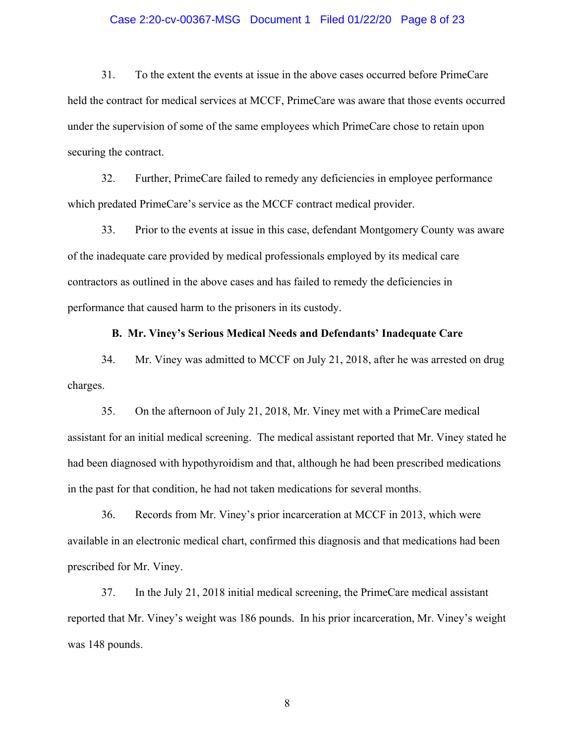31. To the extent the events at issue in the above cases occurred before PrimeCare held the contract for medical services at MCCF, PrimeCare was aware that those events occurred under the supervision of some of the same employees which PrimeCare chose to retain upon securing the contract.

32. Further, PrimeCare failed to remedy any deficiencies in employee performance which predated PrimeCare's service as the MCCF contract medical provider.

33. Prior to the events at issue in this case, defendant Montgomery County was aware of the inadequate care provided by medical professionals employed by its medical care contractors as outlined in the above cases and has failed to remedy the deficiencies in performance that caused harm to the prisoners in its custody.

**B. Mr. Viney's Serious Medical Needs and Defendants' Inadequate Care**

34. Mr. Viney was admitted to MCCF on July 21, 2018, after he was arrested on drug charges.

35. On the afternoon of July 21, 2018, Mr. Viney met with a PrimeCare medical assistant for an initial medical screening. The medical assistant reported that Mr. Viney stated he had been diagnosed with hypothyroidism and that, although he had been prescribed medications in the past for that condition, he had not taken medications for several months.

36. Records from Mr. Viney's prior incarceration at MCCF in 2013, which were available in an electronic medical chart, confirmed this diagnosis and that medications had been prescribed for Mr. Viney.

37. In the July 21, 2018 initial medical screening, the PrimeCare medical assistant reported that Mr. Viney's weight was 186 pounds. In his prior incarceration, Mr. Viney's weight was 148 pounds.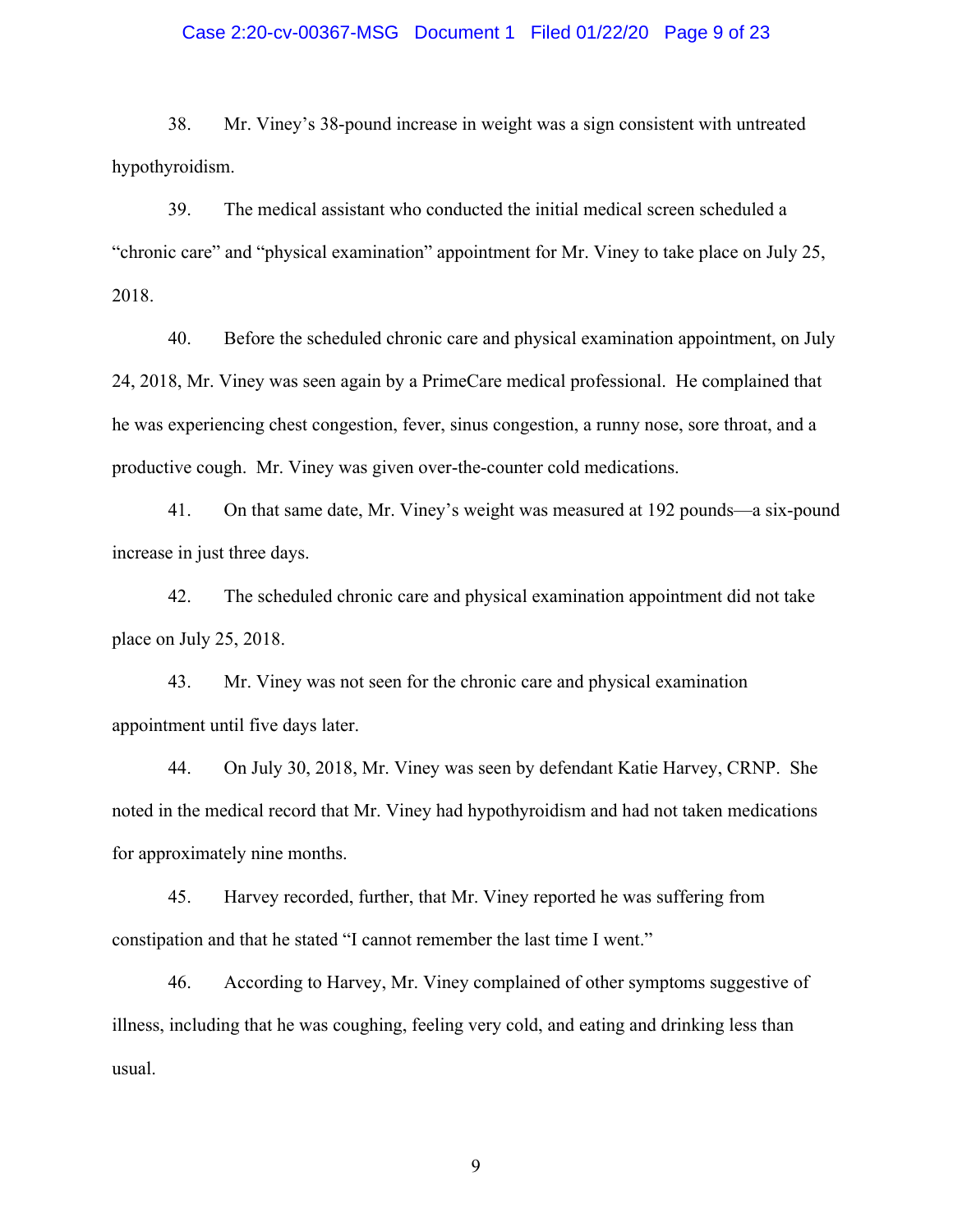38. Mr. Viney's 38-pound increase in weight was a sign consistent with untreated hypothyroidism.

39. The medical assistant who conducted the initial medical screen scheduled a "chronic care" and "physical examination" appointment for Mr. Viney to take place on July 25, 2018.

40. Before the scheduled chronic care and physical examination appointment, on July 24, 2018, Mr. Viney was seen again by a PrimeCare medical professional. He complained that he was experiencing chest congestion, fever, sinus congestion, a runny nose, sore throat, and a productive cough. Mr. Viney was given over-the-counter cold medications.

41. On that same date, Mr. Viney's weight was measured at 192 pounds—a six-pound increase in just three days.

42. The scheduled chronic care and physical examination appointment did not take place on July 25, 2018.

43. Mr. Viney was not seen for the chronic care and physical examination appointment until five days later.

44. On July 30, 2018, Mr. Viney was seen by defendant Katie Harvey, CRNP. She noted in the medical record that Mr. Viney had hypothyroidism and had not taken medications for approximately nine months.

45. Harvey recorded, further, that Mr. Viney reported he was suffering from constipation and that he stated "I cannot remember the last time I went."

46. According to Harvey, Mr. Viney complained of other symptoms suggestive of illness, including that he was coughing, feeling very cold, and eating and drinking less than usual.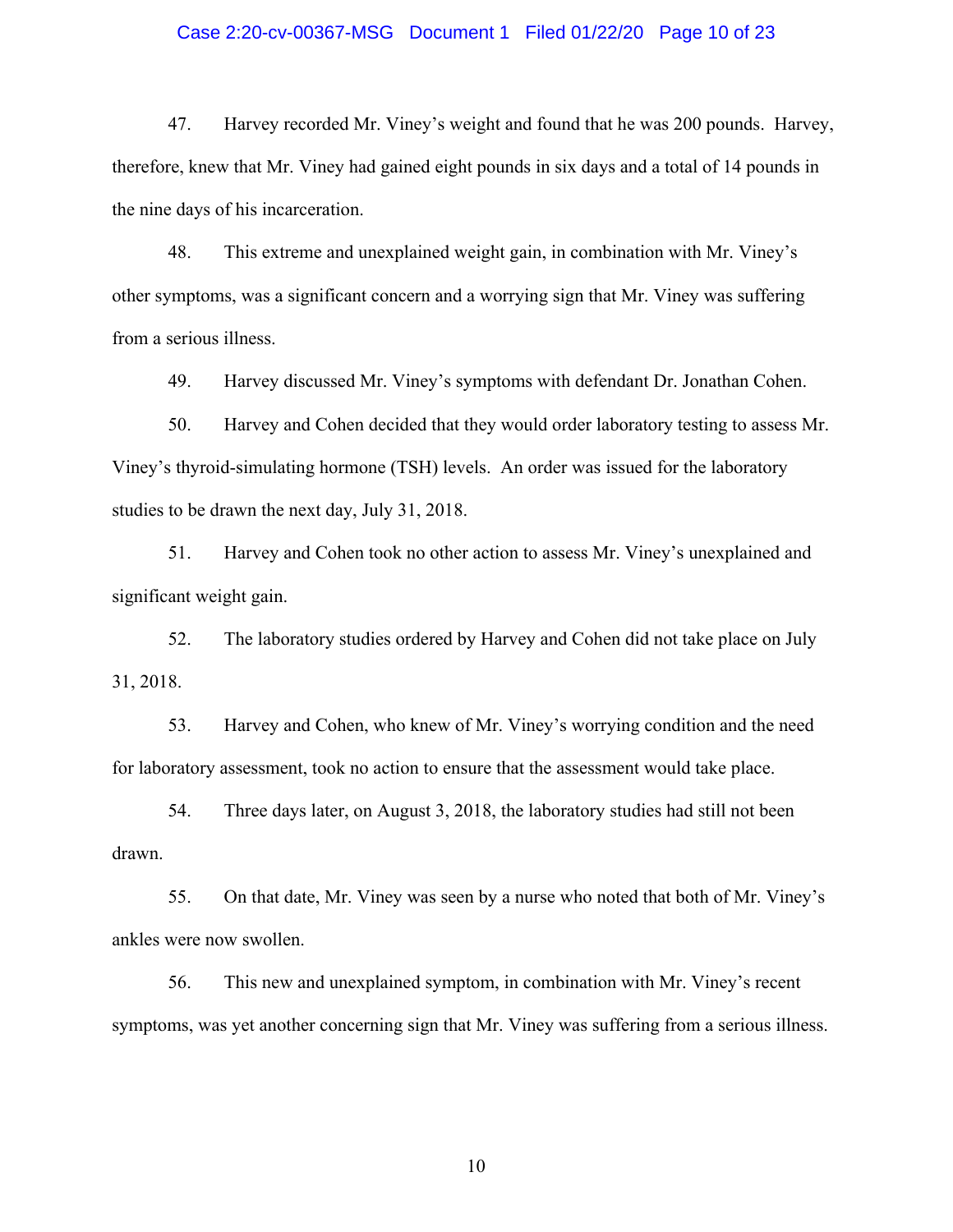47. Harvey recorded Mr. Viney's weight and found that he was 200 pounds. Harvey, therefore, knew that Mr. Viney had gained eight pounds in six days and a total of 14 pounds in the nine days of his incarceration.

48. This extreme and unexplained weight gain, in combination with Mr. Viney's other symptoms, was a significant concern and a worrying sign that Mr. Viney was suffering from a serious illness.

49. Harvey discussed Mr. Viney's symptoms with defendant Dr. Jonathan Cohen.

50. Harvey and Cohen decided that they would order laboratory testing to assess Mr. Viney's thyroid-simulating hormone (TSH) levels. An order was issued for the laboratory studies to be drawn the next day, July 31, 2018.

51. Harvey and Cohen took no other action to assess Mr. Viney's unexplained and significant weight gain.

52. The laboratory studies ordered by Harvey and Cohen did not take place on July 31, 2018.

53. Harvey and Cohen, who knew of Mr. Viney's worrying condition and the need for laboratory assessment, took no action to ensure that the assessment would take place.

54. Three days later, on August 3, 2018, the laboratory studies had still not been drawn.

55. On that date, Mr. Viney was seen by a nurse who noted that both of Mr. Viney's ankles were now swollen.

56. This new and unexplained symptom, in combination with Mr. Viney's recent symptoms, was yet another concerning sign that Mr. Viney was suffering from a serious illness.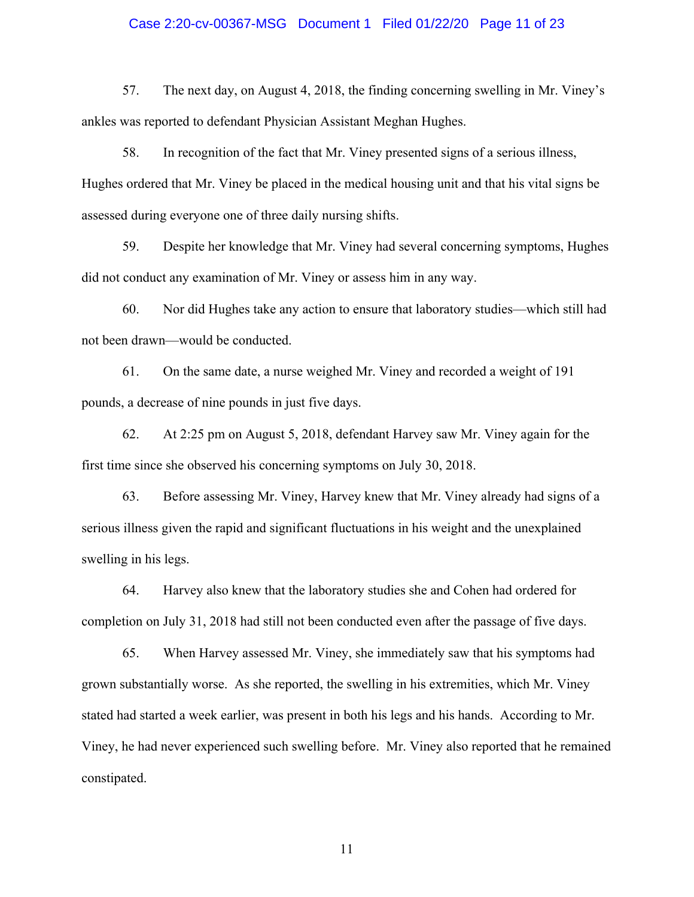57. The next day, on August 4, 2018, the finding concerning swelling in Mr. Viney's ankles was reported to defendant Physician Assistant Meghan Hughes.

58. In recognition of the fact that Mr. Viney presented signs of a serious illness, Hughes ordered that Mr. Viney be placed in the medical housing unit and that his vital signs be assessed during everyone one of three daily nursing shifts.

59. Despite her knowledge that Mr. Viney had several concerning symptoms, Hughes did not conduct any examination of Mr. Viney or assess him in any way.

60. Nor did Hughes take any action to ensure that laboratory studies—which still had not been drawn—would be conducted.

61. On the same date, a nurse weighed Mr. Viney and recorded a weight of 191 pounds, a decrease of nine pounds in just five days.

62. At 2:25 pm on August 5, 2018, defendant Harvey saw Mr. Viney again for the first time since she observed his concerning symptoms on July 30, 2018.

63. Before assessing Mr. Viney, Harvey knew that Mr. Viney already had signs of a serious illness given the rapid and significant fluctuations in his weight and the unexplained swelling in his legs.

64. Harvey also knew that the laboratory studies she and Cohen had ordered for completion on July 31, 2018 had still not been conducted even after the passage of five days.

65. When Harvey assessed Mr. Viney, she immediately saw that his symptoms had grown substantially worse. As she reported, the swelling in his extremities, which Mr. Viney stated had started a week earlier, was present in both his legs and his hands. According to Mr. Viney, he had never experienced such swelling before. Mr. Viney also reported that he remained constipated.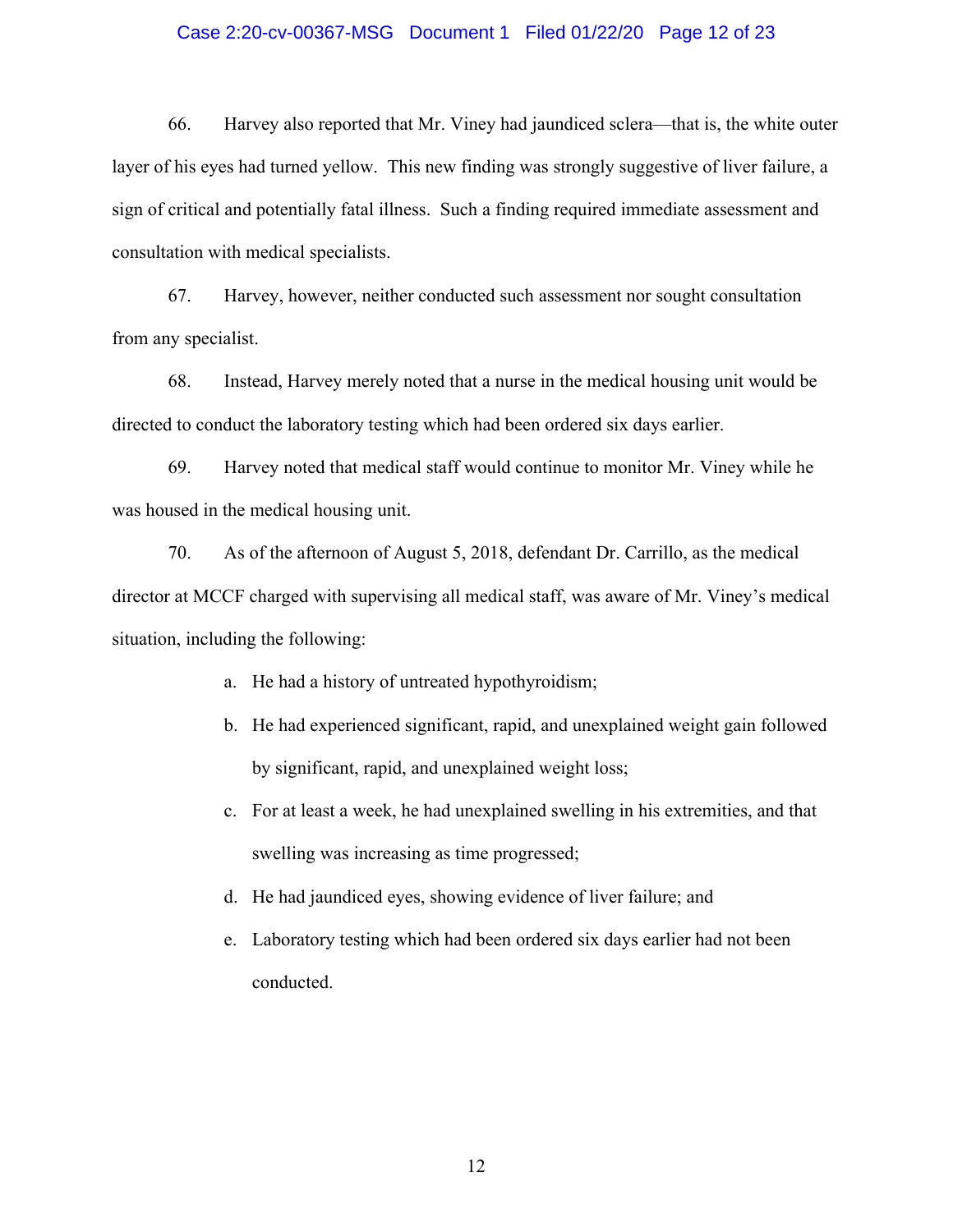66. Harvey also reported that Mr. Viney had jaundiced sclera—that is, the white outer layer of his eyes had turned yellow. This new finding was strongly suggestive of liver failure, a sign of critical and potentially fatal illness. Such a finding required immediate assessment and consultation with medical specialists.

67. Harvey, however, neither conducted such assessment nor sought consultation from any specialist.

68. Instead, Harvey merely noted that a nurse in the medical housing unit would be directed to conduct the laboratory testing which had been ordered six days earlier.

69. Harvey noted that medical staff would continue to monitor Mr. Viney while he was housed in the medical housing unit.

70. As of the afternoon of August 5, 2018, defendant Dr. Carrillo, as the medical director at MCCF charged with supervising all medical staff, was aware of Mr. Viney's medical situation, including the following:

a. He had a history of untreated hypothyroidism;

b. He had experienced significant, rapid, and unexplained weight gain followed by significant, rapid, and unexplained weight loss;

c. For at least a week, he had unexplained swelling in his extremities, and that swelling was increasing as time progressed;

d. He had jaundiced eyes, showing evidence of liver failure; and

e. Laboratory testing which had been ordered six days earlier had not been conducted.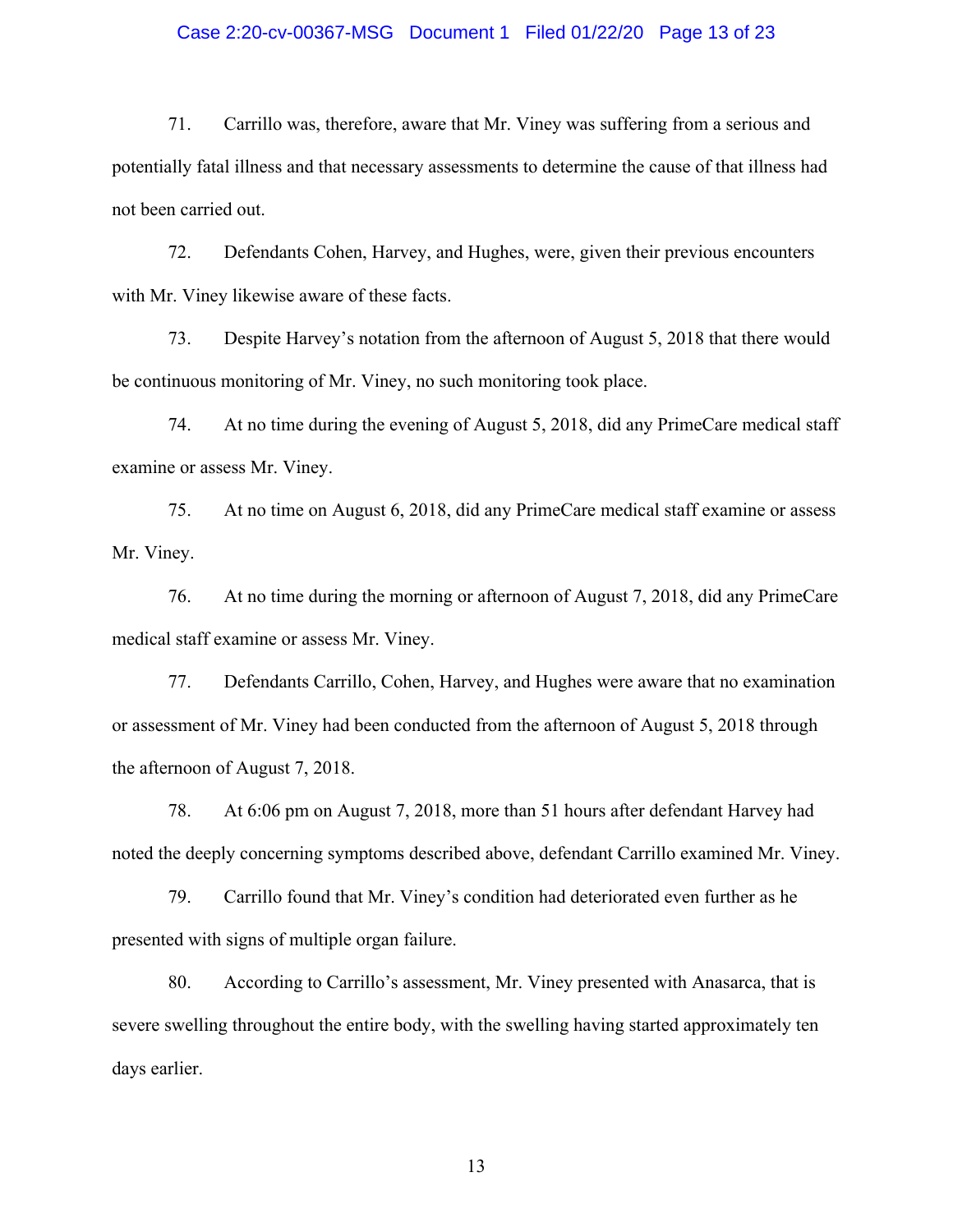71. Carrillo was, therefore, aware that Mr. Viney was suffering from a serious and potentially fatal illness and that necessary assessments to determine the cause of that illness had not been carried out.

72. Defendants Cohen, Harvey, and Hughes, were, given their previous encounters with Mr. Viney likewise aware of these facts.

73. Despite Harvey's notation from the afternoon of August 5, 2018 that there would be continuous monitoring of Mr. Viney, no such monitoring took place.

74. At no time during the evening of August 5, 2018, did any PrimeCare medical staff examine or assess Mr. Viney.

75. At no time on August 6, 2018, did any PrimeCare medical staff examine or assess Mr. Viney.

76. At no time during the morning or afternoon of August 7, 2018, did any PrimeCare medical staff examine or assess Mr. Viney.

77. Defendants Carrillo, Cohen, Harvey, and Hughes were aware that no examination or assessment of Mr. Viney had been conducted from the afternoon of August 5, 2018 through the afternoon of August 7, 2018.

78. At 6:06 pm on August 7, 2018, more than 51 hours after defendant Harvey had noted the deeply concerning symptoms described above, defendant Carrillo examined Mr. Viney.

79. Carrillo found that Mr. Viney's condition had deteriorated even further as he presented with signs of multiple organ failure.

80. According to Carrillo's assessment, Mr. Viney presented with Anasarca, that is severe swelling throughout the entire body, with the swelling having started approximately ten days earlier.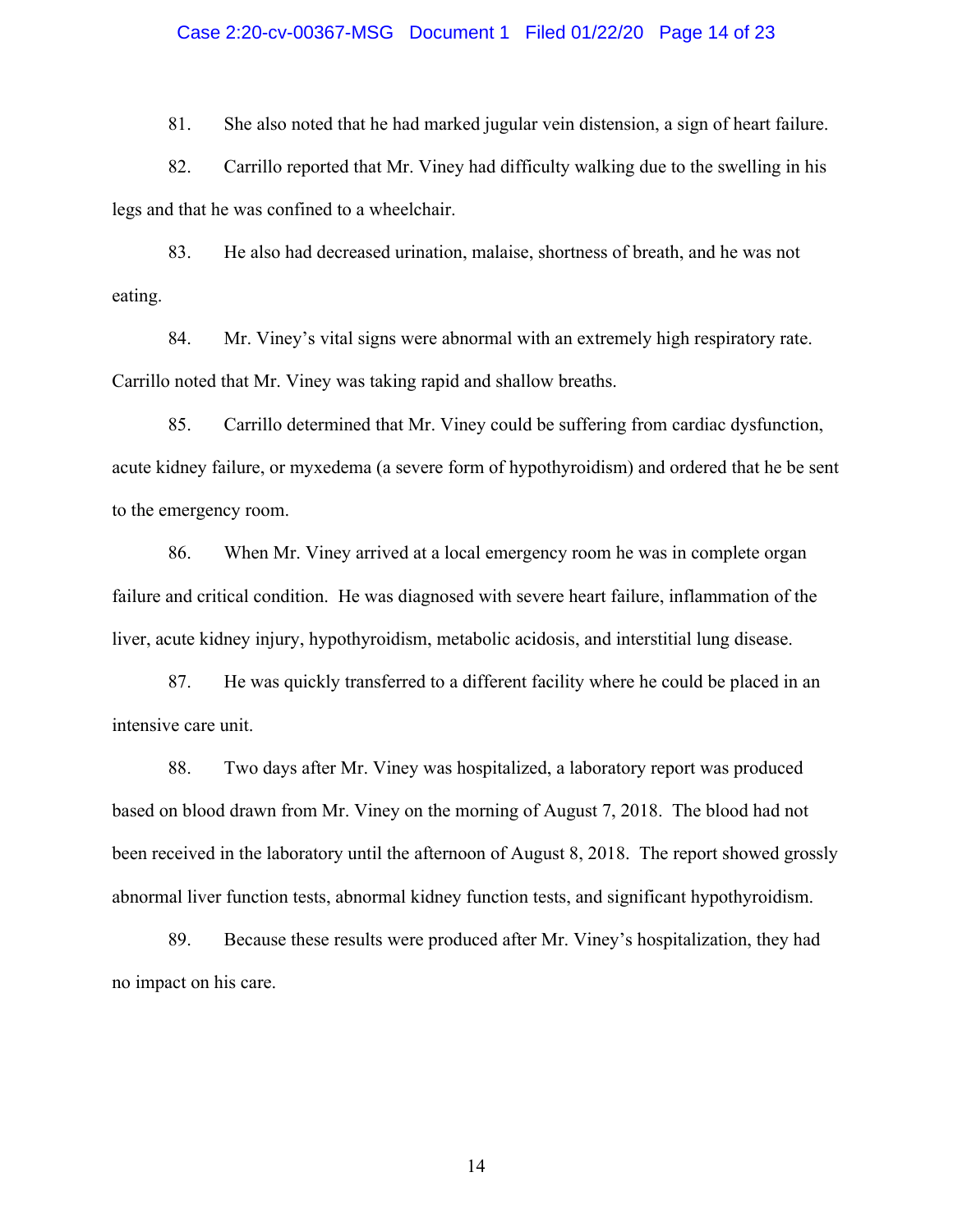81. She also noted that he had marked jugular vein distension, a sign of heart failure.

82. Carrillo reported that Mr. Viney had difficulty walking due to the swelling in his legs and that he was confined to a wheelchair.

83. He also had decreased urination, malaise, shortness of breath, and he was not eating.

84. Mr. Viney's vital signs were abnormal with an extremely high respiratory rate. Carrillo noted that Mr. Viney was taking rapid and shallow breaths.

85. Carrillo determined that Mr. Viney could be suffering from cardiac dysfunction, acute kidney failure, or myxedema (a severe form of hypothyroidism) and ordered that he be sent to the emergency room.

86. When Mr. Viney arrived at a local emergency room he was in complete organ failure and critical condition. He was diagnosed with severe heart failure, inflammation of the liver, acute kidney injury, hypothyroidism, metabolic acidosis, and interstitial lung disease.

87. He was quickly transferred to a different facility where he could be placed in an intensive care unit.

88. Two days after Mr. Viney was hospitalized, a laboratory report was produced based on blood drawn from Mr. Viney on the morning of August 7, 2018. The blood had not been received in the laboratory until the afternoon of August 8, 2018. The report showed grossly abnormal liver function tests, abnormal kidney function tests, and significant hypothyroidism.

89. Because these results were produced after Mr. Viney's hospitalization, they had no impact on his care.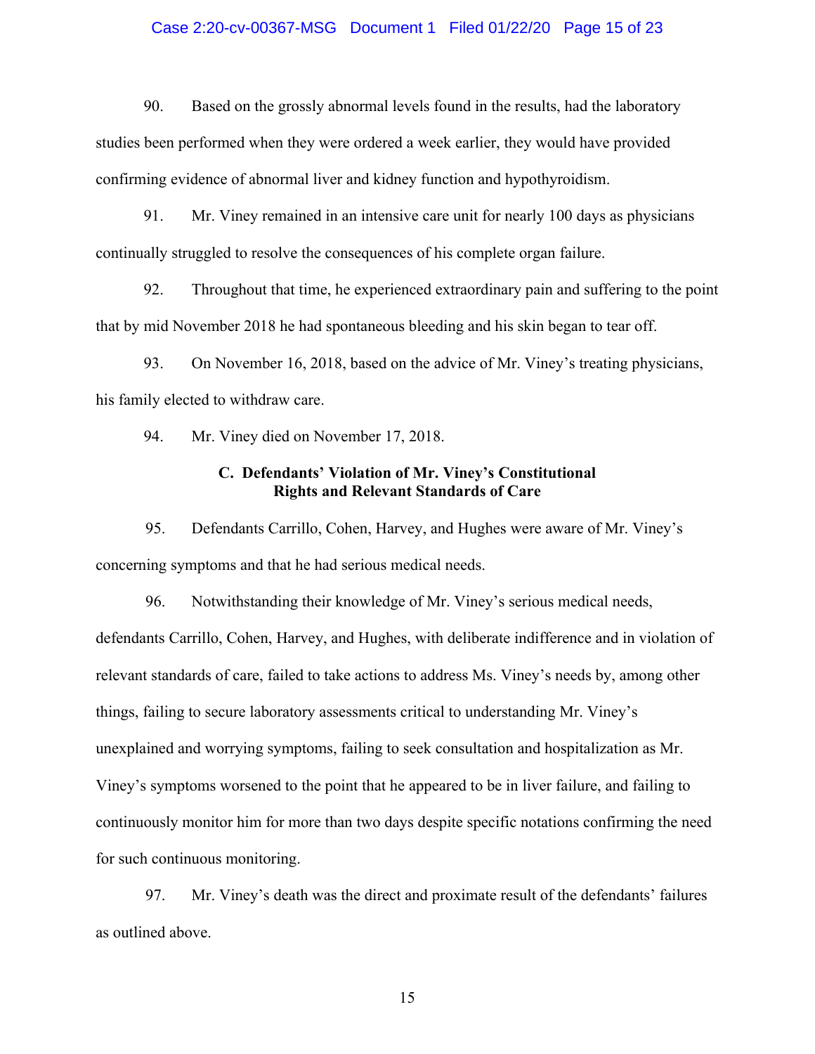90. Based on the grossly abnormal levels found in the results, had the laboratory studies been performed when they were ordered a week earlier, they would have provided confirming evidence of abnormal liver and kidney function and hypothyroidism.

91. Mr. Viney remained in an intensive care unit for nearly 100 days as physicians continually struggled to resolve the consequences of his complete organ failure.

92. Throughout that time, he experienced extraordinary pain and suffering to the point that by mid November 2018 he had spontaneous bleeding and his skin began to tear off.

93. On November 16, 2018, based on the advice of Mr. Viney's treating physicians, his family elected to withdraw care.

94. Mr. Viney died on November 17, 2018.

### C. Defendants' Violation of Mr. Viney's Constitutional Rights and Relevant Standards of Care

95. Defendants Carrillo, Cohen, Harvey, and Hughes were aware of Mr. Viney's concerning symptoms and that he had serious medical needs.

96. Notwithstanding their knowledge of Mr. Viney's serious medical needs, defendants Carrillo, Cohen, Harvey, and Hughes, with deliberate indifference and in violation of relevant standards of care, failed to take actions to address Ms. Viney's needs by, among other things, failing to secure laboratory assessments critical to understanding Mr. Viney's unexplained and worrying symptoms, failing to seek consultation and hospitalization as Mr. Viney's symptoms worsened to the point that he appeared to be in liver failure, and failing to continuously monitor him for more than two days despite specific notations confirming the need for such continuous monitoring.

97. Mr. Viney's death was the direct and proximate result of the defendants' failures as outlined above.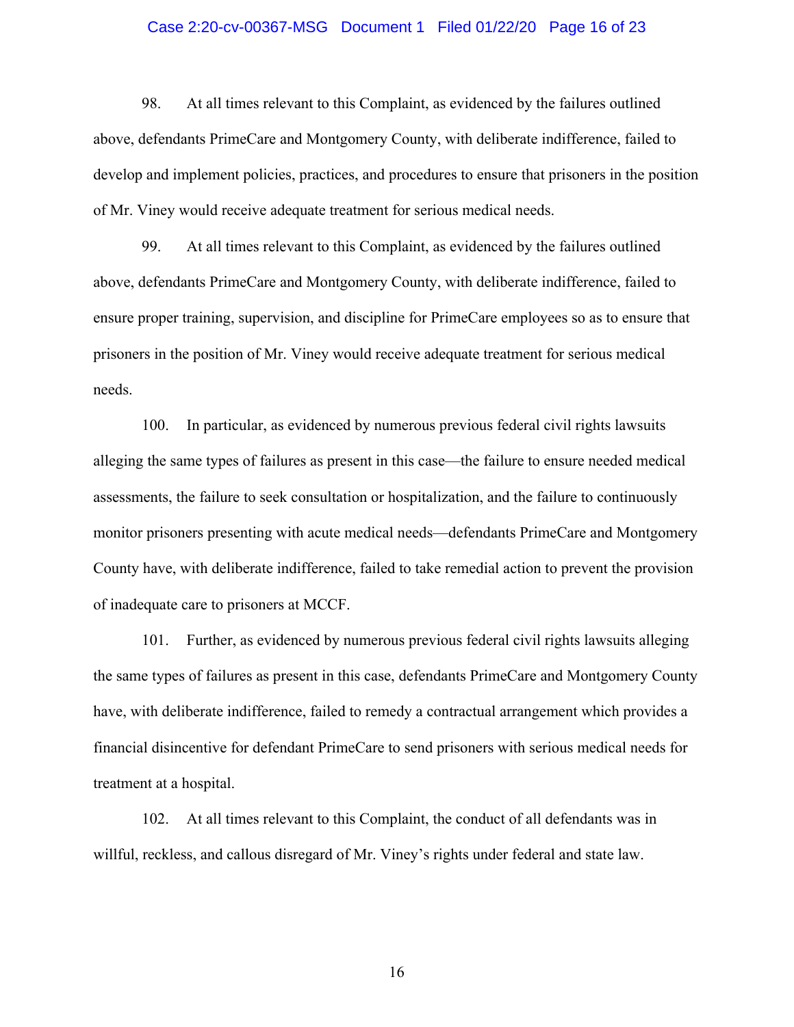98. At all times relevant to this Complaint, as evidenced by the failures outlined above, defendants PrimeCare and Montgomery County, with deliberate indifference, failed to develop and implement policies, practices, and procedures to ensure that prisoners in the position of Mr. Viney would receive adequate treatment for serious medical needs.

99. At all times relevant to this Complaint, as evidenced by the failures outlined above, defendants PrimeCare and Montgomery County, with deliberate indifference, failed to ensure proper training, supervision, and discipline for PrimeCare employees so as to ensure that prisoners in the position of Mr. Viney would receive adequate treatment for serious medical needs.

100. In particular, as evidenced by numerous previous federal civil rights lawsuits alleging the same types of failures as present in this case—the failure to ensure needed medical assessments, the failure to seek consultation or hospitalization, and the failure to continuously monitor prisoners presenting with acute medical needs—defendants PrimeCare and Montgomery County have, with deliberate indifference, failed to take remedial action to prevent the provision of inadequate care to prisoners at MCCF.

101. Further, as evidenced by numerous previous federal civil rights lawsuits alleging the same types of failures as present in this case, defendants PrimeCare and Montgomery County have, with deliberate indifference, failed to remedy a contractual arrangement which provides a financial disincentive for defendant PrimeCare to send prisoners with serious medical needs for treatment at a hospital.

102. At all times relevant to this Complaint, the conduct of all defendants was in willful, reckless, and callous disregard of Mr. Viney's rights under federal and state law.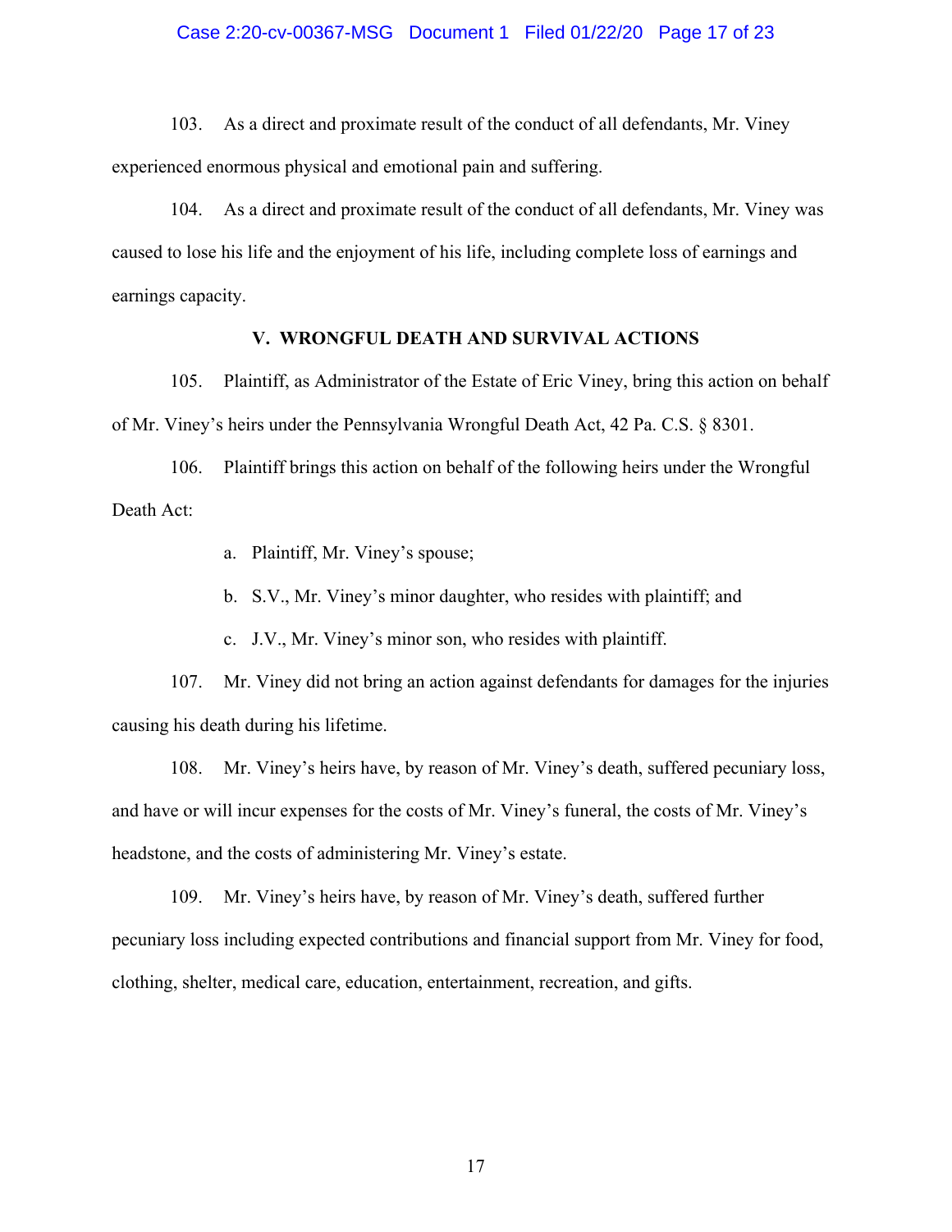103. As a direct and proximate result of the conduct of all defendants, Mr. Viney experienced enormous physical and emotional pain and suffering.

104. As a direct and proximate result of the conduct of all defendants, Mr. Viney was caused to lose his life and the enjoyment of his life, including complete loss of earnings and earnings capacity.

## V. WRONGFUL DEATH AND SURVIVAL ACTIONS

105. Plaintiff, as Administrator of the Estate of Eric Viney, bring this action on behalf of Mr. Viney's heirs under the Pennsylvania Wrongful Death Act, 42 Pa. C.S. § 8301.

106. Plaintiff brings this action on behalf of the following heirs under the Wrongful Death Act:

a. Plaintiff, Mr. Viney's spouse;

b. S.V., Mr. Viney's minor daughter, who resides with plaintiff; and

c. J.V., Mr. Viney's minor son, who resides with plaintiff.

107. Mr. Viney did not bring an action against defendants for damages for the injuries causing his death during his lifetime.

108. Mr. Viney's heirs have, by reason of Mr. Viney's death, suffered pecuniary loss, and have or will incur expenses for the costs of Mr. Viney's funeral, the costs of Mr. Viney's headstone, and the costs of administering Mr. Viney's estate.

109. Mr. Viney's heirs have, by reason of Mr. Viney's death, suffered further pecuniary loss including expected contributions and financial support from Mr. Viney for food, clothing, shelter, medical care, education, entertainment, recreation, and gifts.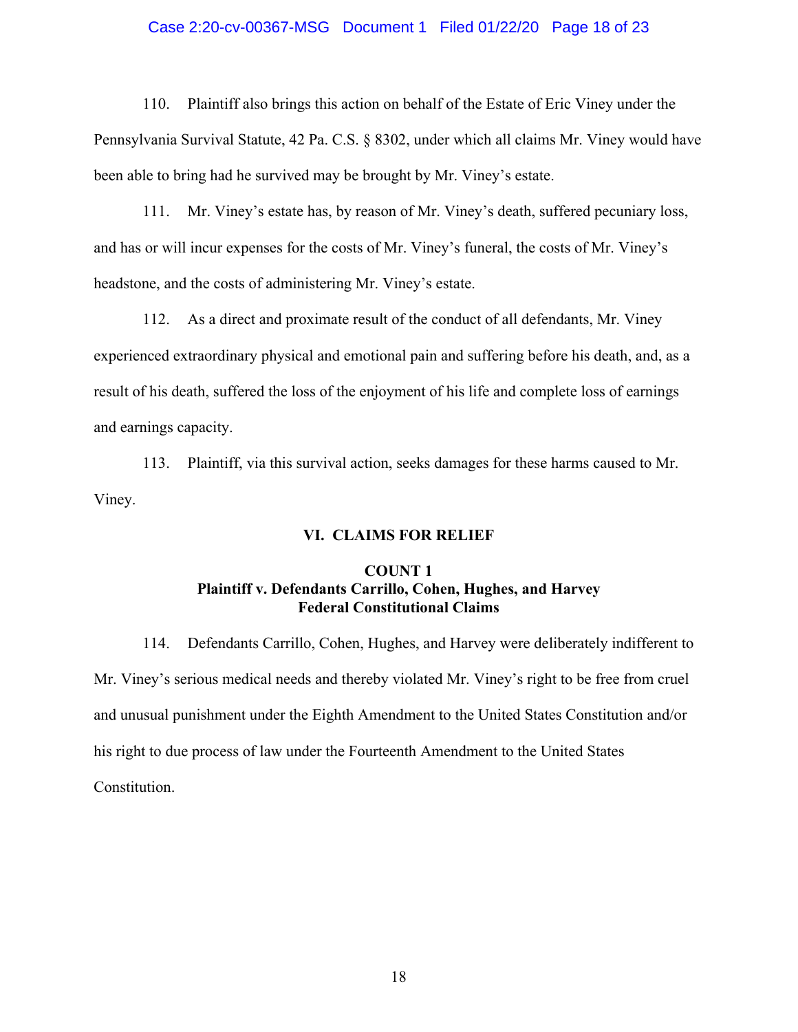110. Plaintiff also brings this action on behalf of the Estate of Eric Viney under the Pennsylvania Survival Statute, 42 Pa. C.S. § 8302, under which all claims Mr. Viney would have been able to bring had he survived may be brought by Mr. Viney's estate.

111. Mr. Viney's estate has, by reason of Mr. Viney's death, suffered pecuniary loss, and has or will incur expenses for the costs of Mr. Viney's funeral, the costs of Mr. Viney's headstone, and the costs of administering Mr. Viney's estate.

112. As a direct and proximate result of the conduct of all defendants, Mr. Viney experienced extraordinary physical and emotional pain and suffering before his death, and, as a result of his death, suffered the loss of the enjoyment of his life and complete loss of earnings and earnings capacity.

113. Plaintiff, via this survival action, seeks damages for these harms caused to Mr. Viney.

## VI. CLAIMS FOR RELIEF

### COUNT 1
### Plaintiff v. Defendants Carrillo, Cohen, Hughes, and Harvey
### Federal Constitutional Claims

114. Defendants Carrillo, Cohen, Hughes, and Harvey were deliberately indifferent to Mr. Viney's serious medical needs and thereby violated Mr. Viney's right to be free from cruel and unusual punishment under the Eighth Amendment to the United States Constitution and/or his right to due process of law under the Fourteenth Amendment to the United States Constitution.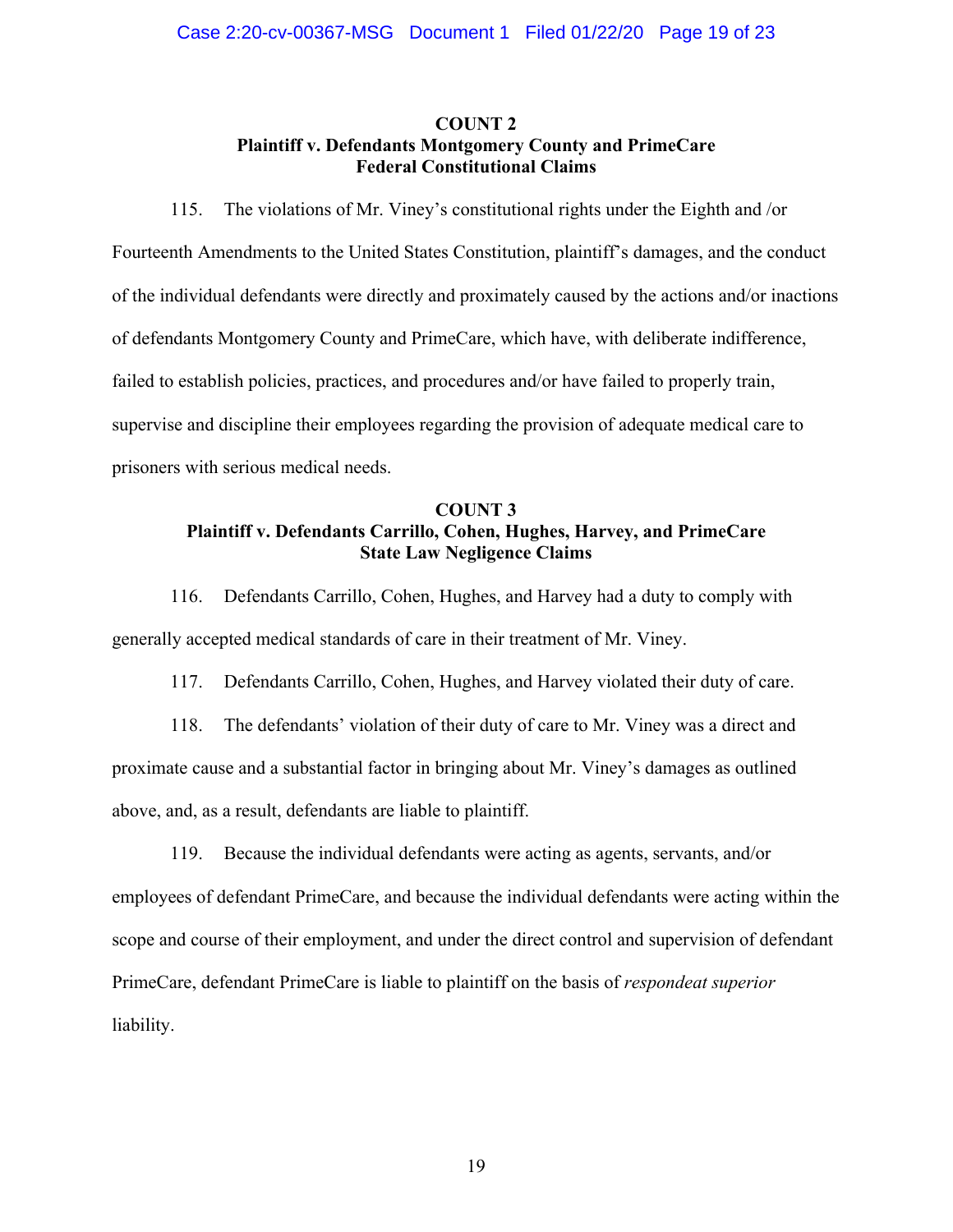**COUNT 2**
**Plaintiff v. Defendants Montgomery County and PrimeCare**
**Federal Constitutional Claims**

115. The violations of Mr. Viney's constitutional rights under the Eighth and /or Fourteenth Amendments to the United States Constitution, plaintiff's damages, and the conduct of the individual defendants were directly and proximately caused by the actions and/or inactions of defendants Montgomery County and PrimeCare, which have, with deliberate indifference, failed to establish policies, practices, and procedures and/or have failed to properly train, supervise and discipline their employees regarding the provision of adequate medical care to prisoners with serious medical needs.

**COUNT 3**
**Plaintiff v. Defendants Carrillo, Cohen, Hughes, Harvey, and PrimeCare**
**State Law Negligence Claims**

116. Defendants Carrillo, Cohen, Hughes, and Harvey had a duty to comply with generally accepted medical standards of care in their treatment of Mr. Viney.

117. Defendants Carrillo, Cohen, Hughes, and Harvey violated their duty of care.

118. The defendants' violation of their duty of care to Mr. Viney was a direct and proximate cause and a substantial factor in bringing about Mr. Viney's damages as outlined above, and, as a result, defendants are liable to plaintiff.

119. Because the individual defendants were acting as agents, servants, and/or employees of defendant PrimeCare, and because the individual defendants were acting within the scope and course of their employment, and under the direct control and supervision of defendant PrimeCare, defendant PrimeCare is liable to plaintiff on the basis of *respondeat superior* liability.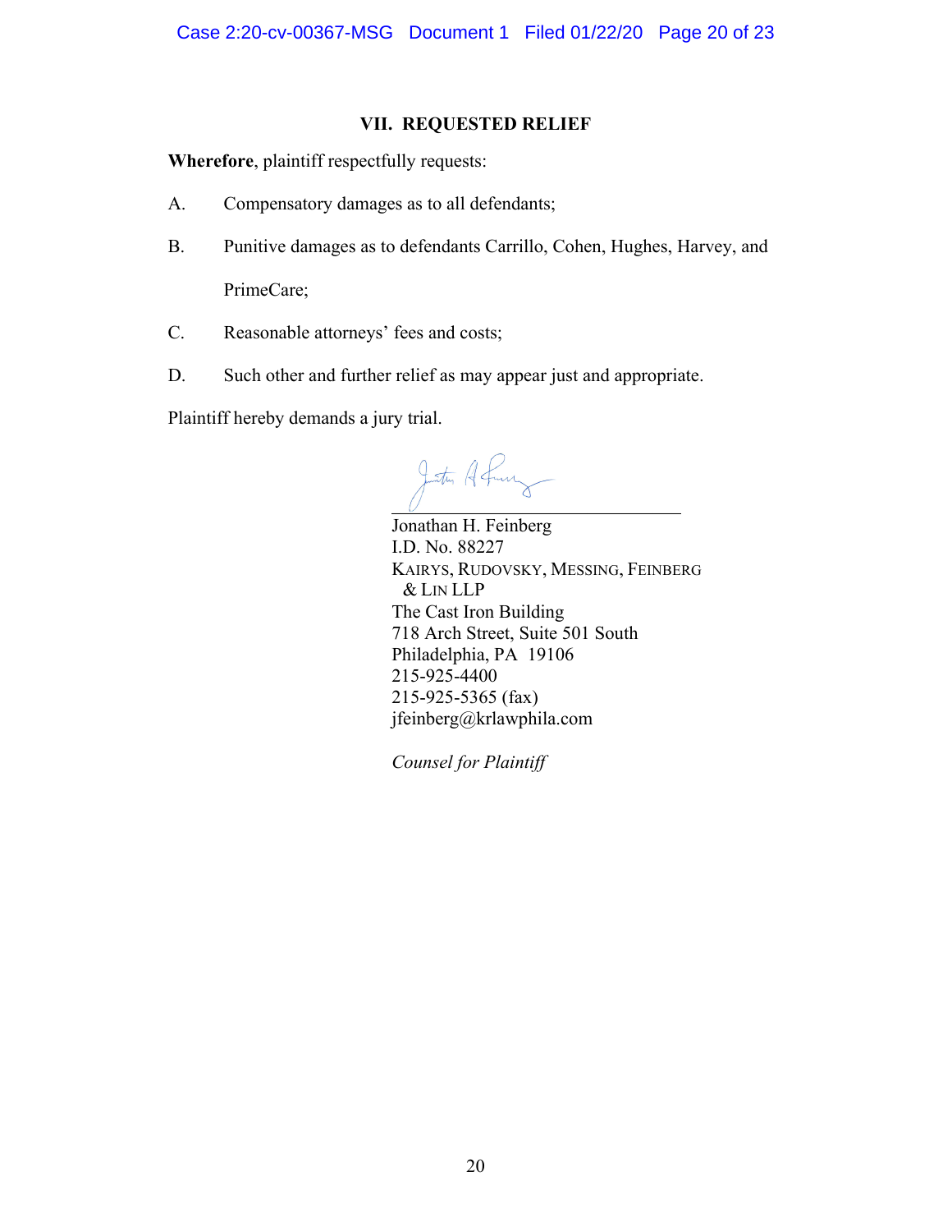## VII. REQUESTED RELIEF

**Wherefore**, plaintiff respectfully requests:

A. Compensatory damages as to all defendants;

B. Punitive damages as to defendants Carrillo, Cohen, Hughes, Harvey, and PrimeCare;

C. Reasonable attorneys' fees and costs;

D. Such other and further relief as may appear just and appropriate.

Plaintiff hereby demands a jury trial.

Jonathan H. Feinberg  
I.D. No. 88227  
KAIRYS, RUDOVSKY, MESSING, FEINBERG & LIN LLP  
The Cast Iron Building  
718 Arch Street, Suite 501 South  
Philadelphia, PA 19106  
215-925-4400  
215-925-5365 (fax)  
jfeinberg@krlawphila.com

*Counsel for Plaintiff*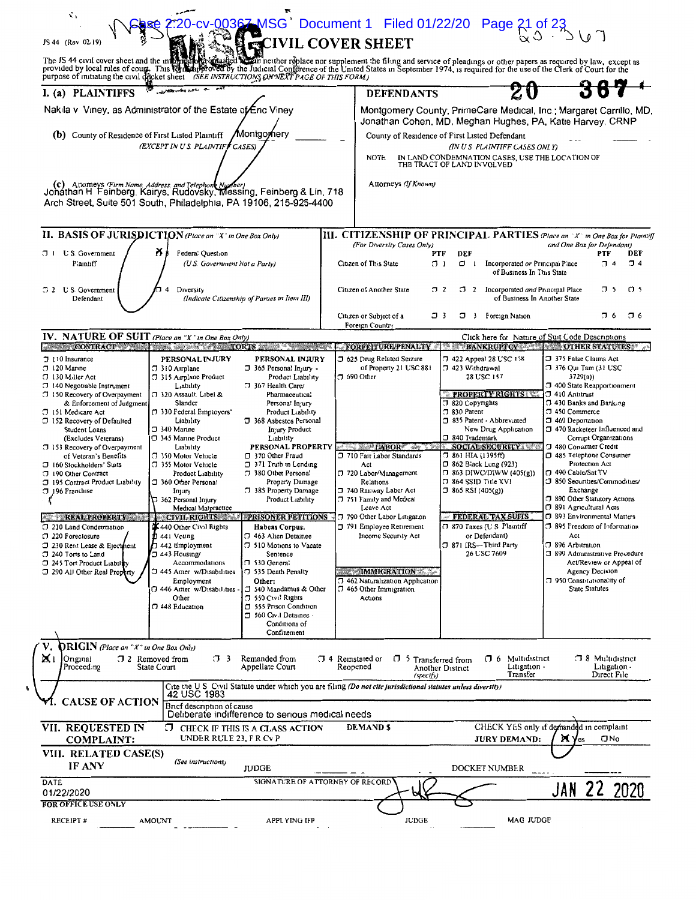Case 2:20-cv-00367-MSG Document 1 Filed 01/22/20

20-367

JS 44 (Rev 02/19)

# CIVIL COVER SHEET

The JS 44 civil cover sheet and the information contained herein neither replace nor supplement the filing and service of pleadings or other papers as required by law, except as provided by local rules of court. This form, approved by the Judicial Conference of the United States in September 1974, is required for the use of the Clerk of Court for the purpose of initiating the civil docket sheet *(SEE INSTRUCTIONS ON NEXT PAGE OF THIS FORM.)*

**I. (a) PLAINTIFFS**
Nakila v Viney, as Administrator of the Estate of Eric Viney

**DEFENDANTS**
Montgomery County; PrimeCare Medical, Inc ; Margaret Carrillo, MD, Jonathan Cohen, MD, Meghan Hughes, PA, Katie Harvey, CRNP

**(b)** County of Residence of First Listed Plaintiff: Montgomery
*(EXCEPT IN U.S. PLAINTIFF CASES)*

County of Residence of First Listed Defendant
*(IN U.S. PLAINTIFF CASES ONLY)*
NOTE: IN LAND CONDEMNATION CASES, USE THE LOCATION OF THE TRACT OF LAND INVOLVED

**(c)** Attorneys *(Firm Name, Address, and Telephone Number)*
Jonathan H Feinberg, Kairys, Rudovsky, Messing, Feinberg & Lin, 718 Arch Street, Suite 501 South, Philadelphia, PA 19106, 215-925-4400

Attorneys *(If Known)*

**II. BASIS OF JURISDICTION** *(Place an "X" in One Box Only)*

- ☐ 1 U.S. Government Plaintiff
- ☒ 3 Federal Question *(U.S. Government Not a Party)*
- ☐ 2 U.S. Government Defendant
- ☐ 4 Diversity *(Indicate Citizenship of Parties in Item III)*

**III. CITIZENSHIP OF PRINCIPAL PARTIES** *(Place an "X" in One Box for Plaintiff and One Box for Defendant)* *(For Diversity Cases Only)*

| | PTF | DEF | | PTF | DEF |
|---|---|---|---|---|---|
| Citizen of This State | ☐ 1 | ☐ 1 | Incorporated *or* Principal Place of Business In This State | ☐ 4 | ☐ 4 |
| Citizen of Another State | ☐ 2 | ☐ 2 | Incorporated *and* Principal Place of Business In Another State | ☐ 5 | ☐ 5 |
| Citizen or Subject of a Foreign Country | ☐ 3 | ☐ 3 | Foreign Nation | ☐ 6 | ☐ 6 |

**IV. NATURE OF SUIT** *(Place an "X" in One Box Only)* — Click here for: Nature of Suit Code Descriptions

**CONTRACT**
- ☐ 110 Insurance
- ☐ 120 Marine
- ☐ 130 Miller Act
- ☐ 140 Negotiable Instrument
- ☐ 150 Recovery of Overpayment & Enforcement of Judgment
- ☐ 151 Medicare Act
- ☐ 152 Recovery of Defaulted Student Loans (Excludes Veterans)
- ☐ 153 Recovery of Overpayment of Veteran's Benefits
- ☐ 160 Stockholders' Suits
- ☐ 190 Other Contract
- ☐ 195 Contract Product Liability
- ☐ 196 Franchise

**REAL PROPERTY**
- ☐ 210 Land Condemnation
- ☐ 220 Foreclosure
- ☐ 230 Rent Lease & Ejectment
- ☐ 240 Torts to Land
- ☐ 245 Tort Product Liability
- ☐ 290 All Other Real Property

**TORTS — PERSONAL INJURY**
- ☐ 310 Airplane
- ☐ 315 Airplane Product Liability
- ☐ 320 Assault, Libel & Slander
- ☐ 330 Federal Employers' Liability
- ☐ 340 Marine
- ☐ 345 Marine Product Liability
- ☐ 350 Motor Vehicle
- ☐ 355 Motor Vehicle Product Liability
- ☐ 360 Other Personal Injury
- ☐ 362 Personal Injury - Medical Malpractice

**PERSONAL INJURY**
- ☐ 365 Personal Injury - Product Liability
- ☐ 367 Health Care/ Pharmaceutical Personal Injury Product Liability
- ☐ 368 Asbestos Personal Injury Product Liability

**PERSONAL PROPERTY**
- ☐ 370 Other Fraud
- ☐ 371 Truth in Lending
- ☐ 380 Other Personal Property Damage
- ☐ 385 Property Damage Product Liability

**CIVIL RIGHTS**
- ☒ 440 Other Civil Rights
- ☐ 441 Voting
- ☐ 442 Employment
- ☐ 443 Housing/ Accommodations
- ☐ 445 Amer w/Disabilities - Employment
- ☐ 446 Amer w/Disabilities - Other
- ☐ 448 Education

**PRISONER PETITIONS**
Habeas Corpus:
- ☐ 463 Alien Detainee
- ☐ 510 Motions to Vacate Sentence
- ☐ 530 General
- ☐ 535 Death Penalty

Other:
- ☐ 540 Mandamus & Other
- ☐ 550 Civil Rights
- ☐ 555 Prison Condition
- ☐ 560 Civil Detainee - Conditions of Confinement

**FORFEITURE/PENALTY**
- ☐ 625 Drug Related Seizure of Property 21 USC 881
- ☐ 690 Other

**LABOR**
- ☐ 710 Fair Labor Standards Act
- ☐ 720 Labor/Management Relations
- ☐ 740 Railway Labor Act
- ☐ 751 Family and Medical Leave Act
- ☐ 790 Other Labor Litigation
- ☐ 791 Employee Retirement Income Security Act

**IMMIGRATION**
- ☐ 462 Naturalization Application
- ☐ 465 Other Immigration Actions

**BANKRUPTCY**
- ☐ 422 Appeal 28 USC 158
- ☐ 423 Withdrawal 28 USC 157

**PROPERTY RIGHTS**
- ☐ 820 Copyrights
- ☐ 830 Patent
- ☐ 835 Patent - Abbreviated New Drug Application
- ☐ 840 Trademark

**SOCIAL SECURITY**
- ☐ 861 HIA (1395ff)
- ☐ 862 Black Lung (923)
- ☐ 863 DIWC/DIWW (405(g))
- ☐ 864 SSID Title XVI
- ☐ 865 RSI (405(g))

**FEDERAL TAX SUITS**
- ☐ 870 Taxes (U.S. Plaintiff or Defendant)
- ☐ 871 IRS—Third Party 26 USC 7609

**OTHER STATUTES**
- ☐ 375 False Claims Act
- ☐ 376 Qui Tam (31 USC 3729(a))
- ☐ 400 State Reapportionment
- ☐ 410 Antitrust
- ☐ 430 Banks and Banking
- ☐ 450 Commerce
- ☐ 460 Deportation
- ☐ 470 Racketeer Influenced and Corrupt Organizations
- ☐ 480 Consumer Credit
- ☐ 485 Telephone Consumer Protection Act
- ☐ 490 Cable/Sat TV
- ☐ 850 Securities/Commodities/ Exchange
- ☐ 890 Other Statutory Actions
- ☐ 891 Agricultural Acts
- ☐ 893 Environmental Matters
- ☐ 895 Freedom of Information Act
- ☐ 896 Arbitration
- ☐ 899 Administrative Procedure Act/Review or Appeal of Agency Decision
- ☐ 950 Constitutionality of State Statutes

**V. ORIGIN** *(Place an "X" in One Box Only)*

- ☒ 1 Original Proceeding
- ☐ 2 Removed from State Court
- ☐ 3 Remanded from Appellate Court
- ☐ 4 Reinstated or Reopened
- ☐ 5 Transferred from Another District *(specify)*
- ☐ 6 Multidistrict Litigation - Transfer
- ☐ 8 Multidistrict Litigation - Direct File

**VI. CAUSE OF ACTION**
Cite the U.S. Civil Statute under which you are filing *(Do not cite jurisdictional statutes unless diversity)*: 42 USC 1983
Brief description of cause: Deliberate indifference to serious medical needs

**VII. REQUESTED IN COMPLAINT:**
☐ CHECK IF THIS IS A CLASS ACTION UNDER RULE 23, F.R.Cv.P
DEMAND $
CHECK YES only if demanded in complaint:
JURY DEMAND: ☒ Yes ☐ No

**VIII. RELATED CASE(S) IF ANY** *(See instructions)*
JUDGE ______ DOCKET NUMBER ______

DATE: 01/22/2020
SIGNATURE OF ATTORNEY OF RECORD: [signature]

JAN 22 2020

**FOR OFFICE USE ONLY**

RECEIPT # ______ AMOUNT ______ APPLYING IFP ______ JUDGE ______ MAG JUDGE ______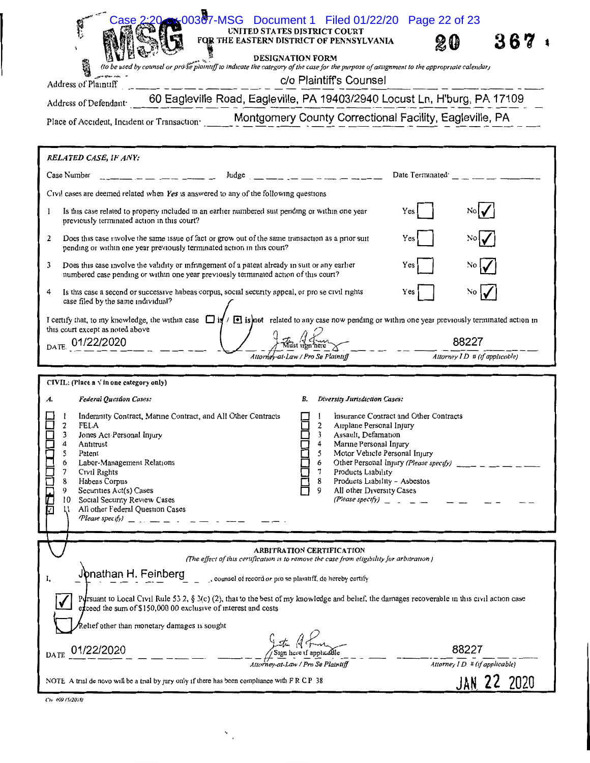UNITED STATES DISTRICT COURT
FOR THE EASTERN DISTRICT OF PENNSYLVANIA

20 367

# DESIGNATION FORM

*(to be used by counsel or pro se plaintiff to indicate the category of the case for the purpose of assignment to the appropriate calendar)*

Address of Plaintiff: c/o Plaintiff's Counsel

Address of Defendant: 60 Eagleville Road, Eagleville, PA 19403/2940 Locust Ln, H'burg, PA 17109

Place of Accident, Incident or Transaction: Montgomery County Correctional Facility, Eagleville, PA

---

***RELATED CASE, IF ANY:***

Case Number: ______ Judge: ______ Date Terminated: ______

Civil cases are deemed related when ***Yes*** is answered to any of the following questions:

1. Is this case related to property included in an earlier numbered suit pending or within one year previously terminated action in this court? Yes ☐ No ☑
2. Does this case involve the same issue of fact or grow out of the same transaction as a prior suit pending or within one year previously terminated action in this court? Yes ☐ No ☑
3. Does this case involve the validity or infringement of a patent already in suit or any earlier numbered case pending or within one year previously terminated action of this court? Yes ☐ No ☑
4. Is this case a second or successive habeas corpus, social security appeal, or pro se civil rights case filed by the same individual? Yes ☐ No ☑

I certify that, to my knowledge, the within case ☐ is / ☒ is not related to any case now pending or within one year previously terminated action in this court except as noted above.

DATE: 01/22/2020 ______ *Must sign here* ______ 88227

*Attorney-at-Law / Pro Se Plaintiff* *Attorney I.D. # (if applicable)*

---

**CIVIL: (Place a √ in one category only)**

| **A.** *Federal Question Cases:* | **B.** *Diversity Jurisdiction Cases:* |
|---|---|
| ☐ 1. Indemnity Contract, Marine Contract, and All Other Contracts | ☐ 1. Insurance Contract and Other Contracts |
| ☐ 2. FELA | ☐ 2. Airplane Personal Injury |
| ☐ 3. Jones Act-Personal Injury | ☐ 3. Assault, Defamation |
| ☐ 4. Antitrust | ☐ 4. Marine Personal Injury |
| ☐ 5. Patent | ☐ 5. Motor Vehicle Personal Injury |
| ☐ 6. Labor-Management Relations | ☐ 6. Other Personal Injury *(Please specify):* ______ |
| ☐ 7. Civil Rights | ☐ 7. Products Liability |
| ☐ 8. Habeas Corpus | ☐ 8. Products Liability – Asbestos |
| ☐ 9. Securities Act(s) Cases | ☐ 9. All other Diversity Cases *(Please specify):* ______ |
| ☐ 10. Social Security Review Cases | |
| ☑ 11. All other Federal Question Cases *(Please specify):* ______ | |

---

**ARBITRATION CERTIFICATION**

*(The effect of this certification is to remove the case from eligibility for arbitration.)*

I, Jonathan H. Feinberg, counsel of record or pro se plaintiff, do hereby certify:

☑ Pursuant to Local Civil Rule 53.2, § 3(c) (2), that to the best of my knowledge and belief, the damages recoverable in this civil action case exceed the sum of $150,000.00 exclusive of interest and costs:

☐ Relief other than monetary damages is sought.

DATE: 01/22/2020 ______ *Sign here if applicable* ______ 88227

*Attorney-at-Law / Pro Se Plaintiff* *Attorney I.D. # (if applicable)*

NOTE: A trial de novo will be a trial by jury only if there has been compliance with F.R.C.P. 38.

JAN 22 2020

Civ. 609 (5/2018)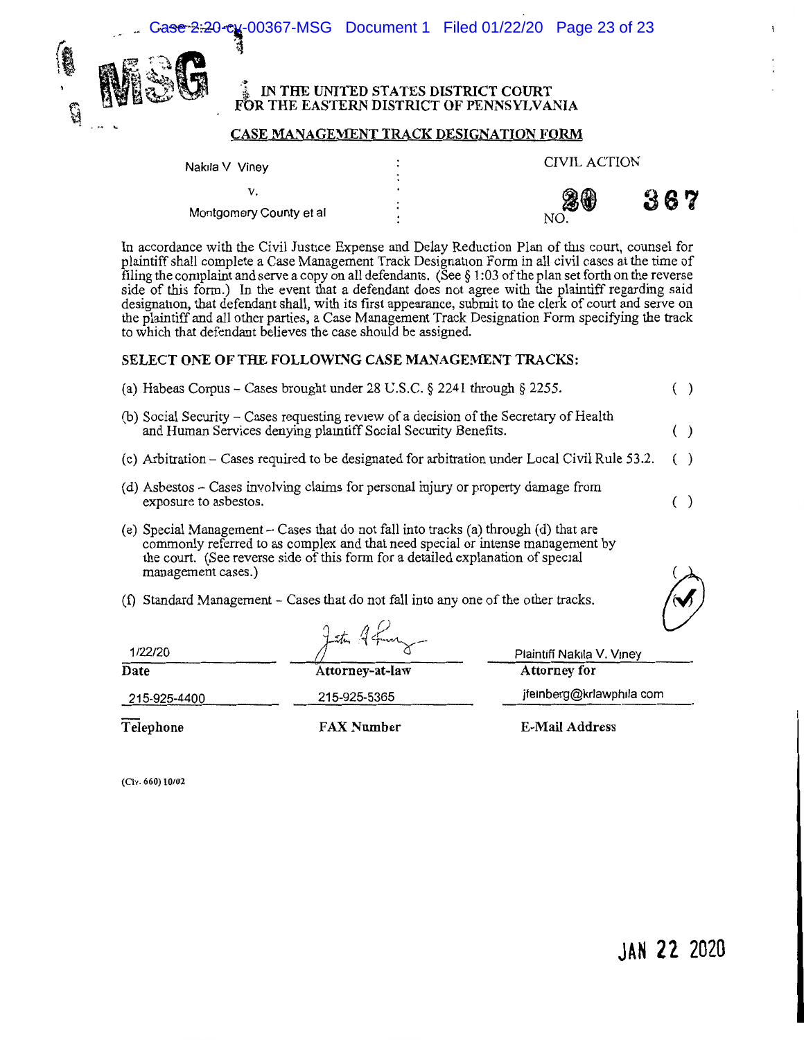# IN THE UNITED STATES DISTRICT COURT FOR THE EASTERN DISTRICT OF PENNSYLVANIA

## CASE MANAGEMENT TRACK DESIGNATION FORM

Nakila V Viney : CIVIL ACTION

v. :

Montgomery County et al : NO. 20 367

In accordance with the Civil Justice Expense and Delay Reduction Plan of this court, counsel for plaintiff shall complete a Case Management Track Designation Form in all civil cases at the time of filing the complaint and serve a copy on all defendants. (See § 1:03 of the plan set forth on the reverse side of this form.) In the event that a defendant does not agree with the plaintiff regarding said designation, that defendant shall, with its first appearance, submit to the clerk of court and serve on the plaintiff and all other parties, a Case Management Track Designation Form specifying the track to which that defendant believes the case should be assigned.

**SELECT ONE OF THE FOLLOWING CASE MANAGEMENT TRACKS:**

(a) Habeas Corpus – Cases brought under 28 U.S.C. § 2241 through § 2255. ( )

(b) Social Security – Cases requesting review of a decision of the Secretary of Health and Human Services denying plaintiff Social Security Benefits. ( )

(c) Arbitration – Cases required to be designated for arbitration under Local Civil Rule 53.2. ( )

(d) Asbestos – Cases involving claims for personal injury or property damage from exposure to asbestos. ( )

(e) Special Management – Cases that do not fall into tracks (a) through (d) that are commonly referred to as complex and that need special or intense management by the court. (See reverse side of this form for a detailed explanation of special management cases.) ( )

(f) Standard Management – Cases that do not fall into any one of the other tracks. (✓)

| | | |
|---|---|---|
| 1/22/20 | [signature] | Plaintiff Nakila V. Viney |
| **Date** | **Attorney-at-law** | **Attorney for** |
| 215-925-4400 | 215-925-5365 | jfeinberg@krlawphila com |
| **Telephone** | **FAX Number** | **E-Mail Address** |

(Civ. 660) 10/02

JAN 22 2020